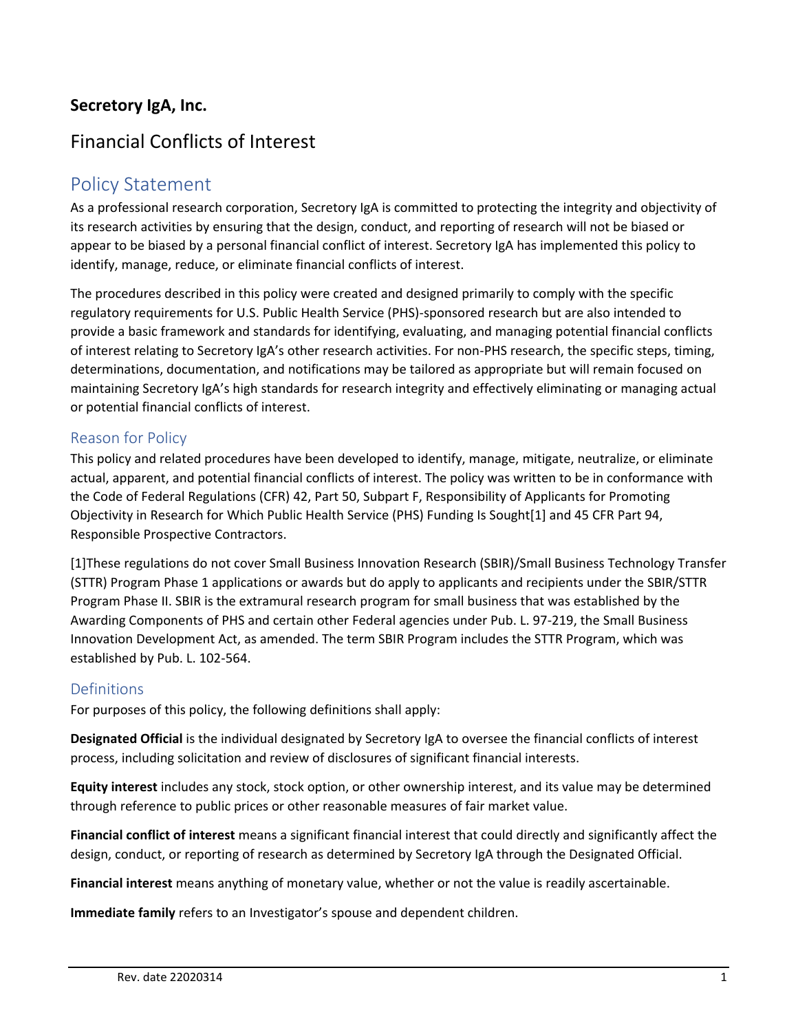**Secretory IgA, Inc.**

# Financial Conflicts of Interest

## Policy Statement

As a professional research corporation, Secretory IgA is committed to protecting the integrity and objectivity of its research activities by ensuring that the design, conduct, and reporting of research will not be biased or appear to be biased by a personal financial conflict of interest. Secretory IgA has implemented this policy to identify, manage, reduce, or eliminate financial conflicts of interest.

The procedures described in this policy were created and designed primarily to comply with the specific regulatory requirements for U.S. Public Health Service (PHS)-sponsored research but are also intended to provide a basic framework and standards for identifying, evaluating, and managing potential financial conflicts of interest relating to Secretory IgA's other research activities. For non-PHS research, the specific steps, timing, determinations, documentation, and notifications may be tailored as appropriate but will remain focused on maintaining Secretory IgA's high standards for research integrity and effectively eliminating or managing actual or potential financial conflicts of interest.

### Reason for Policy

This policy and related procedures have been developed to identify, manage, mitigate, neutralize, or eliminate actual, apparent, and potential financial conflicts of interest. The policy was written to be in conformance with the Code of Federal Regulations (CFR) 42, Part 50, Subpart F, Responsibility of Applicants for Promoting Objectivity in Research for Which Public Health Service (PHS) Funding Is Sought[1] and 45 CFR Part 94, Responsible Prospective Contractors.

[1]These regulations do not cover Small Business Innovation Research (SBIR)/Small Business Technology Transfer (STTR) Program Phase 1 applications or awards but do apply to applicants and recipients under the SBIR/STTR Program Phase II. SBIR is the extramural research program for small business that was established by the Awarding Components of PHS and certain other Federal agencies under Pub. L. 97-219, the Small Business Innovation Development Act, as amended. The term SBIR Program includes the STTR Program, which was established by Pub. L. 102-564.

### Definitions

For purposes of this policy, the following definitions shall apply:

**Designated Official** is the individual designated by Secretory IgA to oversee the financial conflicts of interest process, including solicitation and review of disclosures of significant financial interests.

**Equity interest** includes any stock, stock option, or other ownership interest, and its value may be determined through reference to public prices or other reasonable measures of fair market value.

**Financial conflict of interest** means a significant financial interest that could directly and significantly affect the design, conduct, or reporting of research as determined by Secretory IgA through the Designated Official.

**Financial interest** means anything of monetary value, whether or not the value is readily ascertainable.

**Immediate family** refers to an Investigator's spouse and dependent children.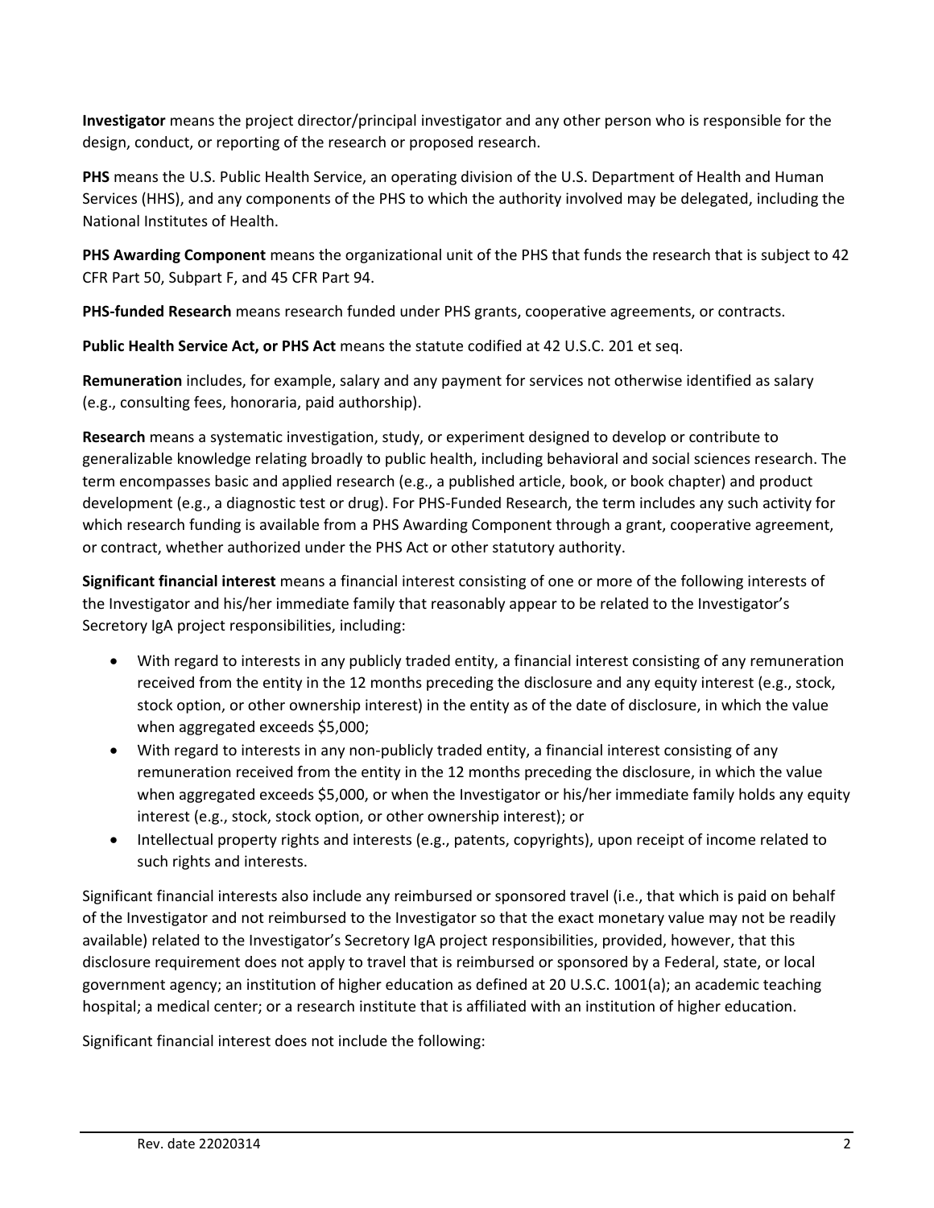**Investigator** means the project director/principal investigator and any other person who is responsible for the design, conduct, or reporting of the research or proposed research.

**PHS** means the U.S. Public Health Service, an operating division of the U.S. Department of Health and Human Services (HHS), and any components of the PHS to which the authority involved may be delegated, including the National Institutes of Health.

**PHS Awarding Component** means the organizational unit of the PHS that funds the research that is subject to 42 CFR Part 50, Subpart F, and 45 CFR Part 94.

**PHS-funded Research** means research funded under PHS grants, cooperative agreements, or contracts.

**Public Health Service Act, or PHS Act** means the statute codified at 42 U.S.C. 201 et seq.

**Remuneration** includes, for example, salary and any payment for services not otherwise identified as salary (e.g., consulting fees, honoraria, paid authorship).

**Research** means a systematic investigation, study, or experiment designed to develop or contribute to generalizable knowledge relating broadly to public health, including behavioral and social sciences research. The term encompasses basic and applied research (e.g., a published article, book, or book chapter) and product development (e.g., a diagnostic test or drug). For PHS-Funded Research, the term includes any such activity for which research funding is available from a PHS Awarding Component through a grant, cooperative agreement, or contract, whether authorized under the PHS Act or other statutory authority.

**Significant financial interest** means a financial interest consisting of one or more of the following interests of the Investigator and his/her immediate family that reasonably appear to be related to the Investigator's Secretory IgA project responsibilities, including:

- With regard to interests in any publicly traded entity, a financial interest consisting of any remuneration received from the entity in the 12 months preceding the disclosure and any equity interest (e.g., stock, stock option, or other ownership interest) in the entity as of the date of disclosure, in which the value when aggregated exceeds $5,000;
- With regard to interests in any non-publicly traded entity, a financial interest consisting of any remuneration received from the entity in the 12 months preceding the disclosure, in which the value when aggregated exceeds $5,000, or when the Investigator or his/her immediate family holds any equity interest (e.g., stock, stock option, or other ownership interest); or
- Intellectual property rights and interests (e.g., patents, copyrights), upon receipt of income related to such rights and interests.

Significant financial interests also include any reimbursed or sponsored travel (i.e., that which is paid on behalf of the Investigator and not reimbursed to the Investigator so that the exact monetary value may not be readily available) related to the Investigator's Secretory IgA project responsibilities, provided, however, that this disclosure requirement does not apply to travel that is reimbursed or sponsored by a Federal, state, or local government agency; an institution of higher education as defined at 20 U.S.C. 1001(a); an academic teaching hospital; a medical center; or a research institute that is affiliated with an institution of higher education.

Significant financial interest does not include the following: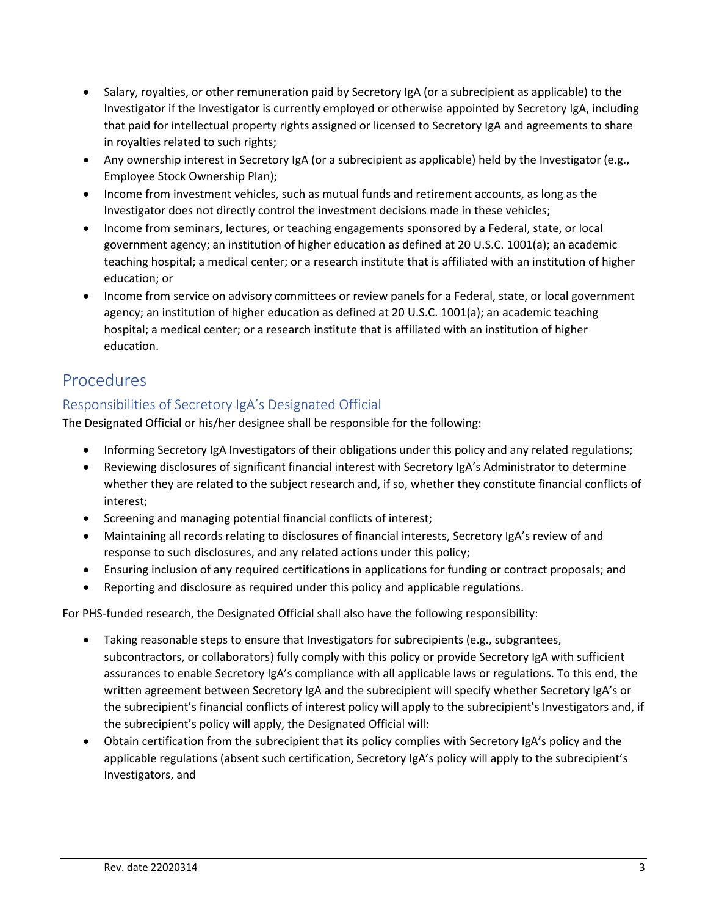- Salary, royalties, or other remuneration paid by Secretory IgA (or a subrecipient as applicable) to the Investigator if the Investigator is currently employed or otherwise appointed by Secretory IgA, including that paid for intellectual property rights assigned or licensed to Secretory IgA and agreements to share in royalties related to such rights;
- Any ownership interest in Secretory IgA (or a subrecipient as applicable) held by the Investigator (e.g., Employee Stock Ownership Plan);
- Income from investment vehicles, such as mutual funds and retirement accounts, as long as the Investigator does not directly control the investment decisions made in these vehicles;
- Income from seminars, lectures, or teaching engagements sponsored by a Federal, state, or local government agency; an institution of higher education as defined at 20 U.S.C. 1001(a); an academic teaching hospital; a medical center; or a research institute that is affiliated with an institution of higher education; or
- Income from service on advisory committees or review panels for a Federal, state, or local government agency; an institution of higher education as defined at 20 U.S.C. 1001(a); an academic teaching hospital; a medical center; or a research institute that is affiliated with an institution of higher education.

# Procedures

## Responsibilities of Secretory IgA's Designated Official

The Designated Official or his/her designee shall be responsible for the following:

- Informing Secretory IgA Investigators of their obligations under this policy and any related regulations;
- Reviewing disclosures of significant financial interest with Secretory IgA's Administrator to determine whether they are related to the subject research and, if so, whether they constitute financial conflicts of interest;
- Screening and managing potential financial conflicts of interest;
- Maintaining all records relating to disclosures of financial interests, Secretory IgA's review of and response to such disclosures, and any related actions under this policy;
- Ensuring inclusion of any required certifications in applications for funding or contract proposals; and
- Reporting and disclosure as required under this policy and applicable regulations.

For PHS-funded research, the Designated Official shall also have the following responsibility:

- Taking reasonable steps to ensure that Investigators for subrecipients (e.g., subgrantees, subcontractors, or collaborators) fully comply with this policy or provide Secretory IgA with sufficient assurances to enable Secretory IgA's compliance with all applicable laws or regulations. To this end, the written agreement between Secretory IgA and the subrecipient will specify whether Secretory IgA's or the subrecipient's financial conflicts of interest policy will apply to the subrecipient's Investigators and, if the subrecipient's policy will apply, the Designated Official will:
- Obtain certification from the subrecipient that its policy complies with Secretory IgA's policy and the applicable regulations (absent such certification, Secretory IgA's policy will apply to the subrecipient's Investigators, and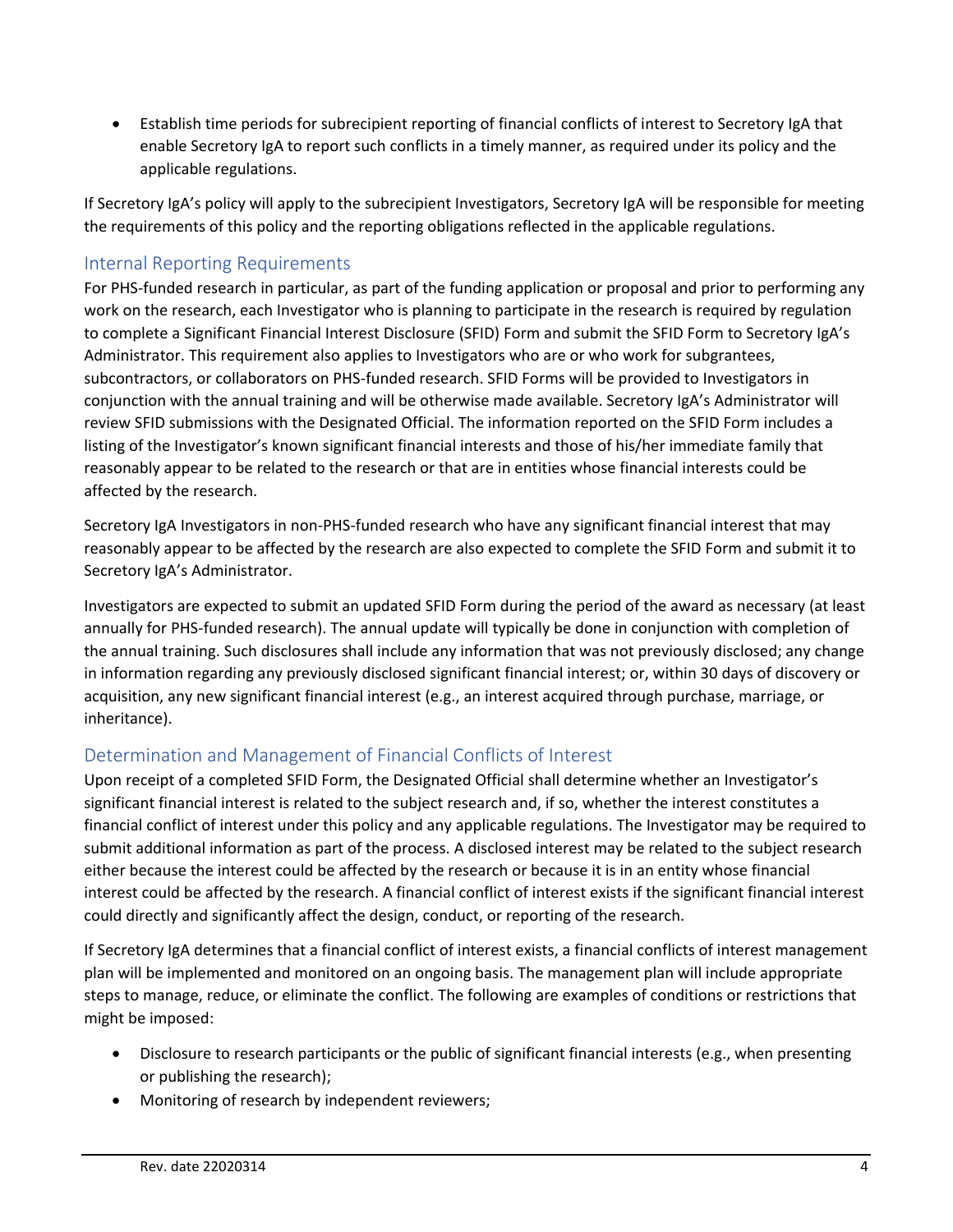- Establish time periods for subrecipient reporting of financial conflicts of interest to Secretory IgA that enable Secretory IgA to report such conflicts in a timely manner, as required under its policy and the applicable regulations.

If Secretory IgA's policy will apply to the subrecipient Investigators, Secretory IgA will be responsible for meeting the requirements of this policy and the reporting obligations reflected in the applicable regulations.

## Internal Reporting Requirements

For PHS-funded research in particular, as part of the funding application or proposal and prior to performing any work on the research, each Investigator who is planning to participate in the research is required by regulation to complete a Significant Financial Interest Disclosure (SFID) Form and submit the SFID Form to Secretory IgA's Administrator. This requirement also applies to Investigators who are or who work for subgrantees, subcontractors, or collaborators on PHS-funded research. SFID Forms will be provided to Investigators in conjunction with the annual training and will be otherwise made available. Secretory IgA's Administrator will review SFID submissions with the Designated Official. The information reported on the SFID Form includes a listing of the Investigator's known significant financial interests and those of his/her immediate family that reasonably appear to be related to the research or that are in entities whose financial interests could be affected by the research.

Secretory IgA Investigators in non-PHS-funded research who have any significant financial interest that may reasonably appear to be affected by the research are also expected to complete the SFID Form and submit it to Secretory IgA's Administrator.

Investigators are expected to submit an updated SFID Form during the period of the award as necessary (at least annually for PHS-funded research). The annual update will typically be done in conjunction with completion of the annual training. Such disclosures shall include any information that was not previously disclosed; any change in information regarding any previously disclosed significant financial interest; or, within 30 days of discovery or acquisition, any new significant financial interest (e.g., an interest acquired through purchase, marriage, or inheritance).

## Determination and Management of Financial Conflicts of Interest

Upon receipt of a completed SFID Form, the Designated Official shall determine whether an Investigator's significant financial interest is related to the subject research and, if so, whether the interest constitutes a financial conflict of interest under this policy and any applicable regulations. The Investigator may be required to submit additional information as part of the process. A disclosed interest may be related to the subject research either because the interest could be affected by the research or because it is in an entity whose financial interest could be affected by the research. A financial conflict of interest exists if the significant financial interest could directly and significantly affect the design, conduct, or reporting of the research.

If Secretory IgA determines that a financial conflict of interest exists, a financial conflicts of interest management plan will be implemented and monitored on an ongoing basis. The management plan will include appropriate steps to manage, reduce, or eliminate the conflict. The following are examples of conditions or restrictions that might be imposed:

- Disclosure to research participants or the public of significant financial interests (e.g., when presenting or publishing the research);
- Monitoring of research by independent reviewers;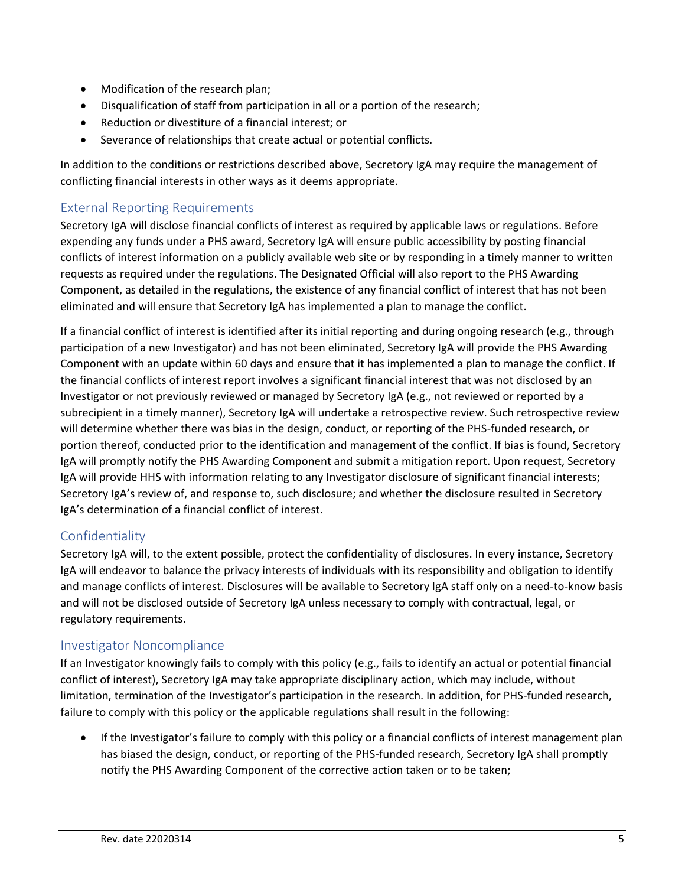- Modification of the research plan;
- Disqualification of staff from participation in all or a portion of the research;
- Reduction or divestiture of a financial interest; or
- Severance of relationships that create actual or potential conflicts.

In addition to the conditions or restrictions described above, Secretory IgA may require the management of conflicting financial interests in other ways as it deems appropriate.

## External Reporting Requirements

Secretory IgA will disclose financial conflicts of interest as required by applicable laws or regulations. Before expending any funds under a PHS award, Secretory IgA will ensure public accessibility by posting financial conflicts of interest information on a publicly available web site or by responding in a timely manner to written requests as required under the regulations. The Designated Official will also report to the PHS Awarding Component, as detailed in the regulations, the existence of any financial conflict of interest that has not been eliminated and will ensure that Secretory IgA has implemented a plan to manage the conflict.

If a financial conflict of interest is identified after its initial reporting and during ongoing research (e.g., through participation of a new Investigator) and has not been eliminated, Secretory IgA will provide the PHS Awarding Component with an update within 60 days and ensure that it has implemented a plan to manage the conflict. If the financial conflicts of interest report involves a significant financial interest that was not disclosed by an Investigator or not previously reviewed or managed by Secretory IgA (e.g., not reviewed or reported by a subrecipient in a timely manner), Secretory IgA will undertake a retrospective review. Such retrospective review will determine whether there was bias in the design, conduct, or reporting of the PHS-funded research, or portion thereof, conducted prior to the identification and management of the conflict. If bias is found, Secretory IgA will promptly notify the PHS Awarding Component and submit a mitigation report. Upon request, Secretory IgA will provide HHS with information relating to any Investigator disclosure of significant financial interests; Secretory IgA's review of, and response to, such disclosure; and whether the disclosure resulted in Secretory IgA's determination of a financial conflict of interest.

## Confidentiality

Secretory IgA will, to the extent possible, protect the confidentiality of disclosures. In every instance, Secretory IgA will endeavor to balance the privacy interests of individuals with its responsibility and obligation to identify and manage conflicts of interest. Disclosures will be available to Secretory IgA staff only on a need-to-know basis and will not be disclosed outside of Secretory IgA unless necessary to comply with contractual, legal, or regulatory requirements.

## Investigator Noncompliance

If an Investigator knowingly fails to comply with this policy (e.g., fails to identify an actual or potential financial conflict of interest), Secretory IgA may take appropriate disciplinary action, which may include, without limitation, termination of the Investigator's participation in the research. In addition, for PHS-funded research, failure to comply with this policy or the applicable regulations shall result in the following:

- If the Investigator's failure to comply with this policy or a financial conflicts of interest management plan has biased the design, conduct, or reporting of the PHS-funded research, Secretory IgA shall promptly notify the PHS Awarding Component of the corrective action taken or to be taken;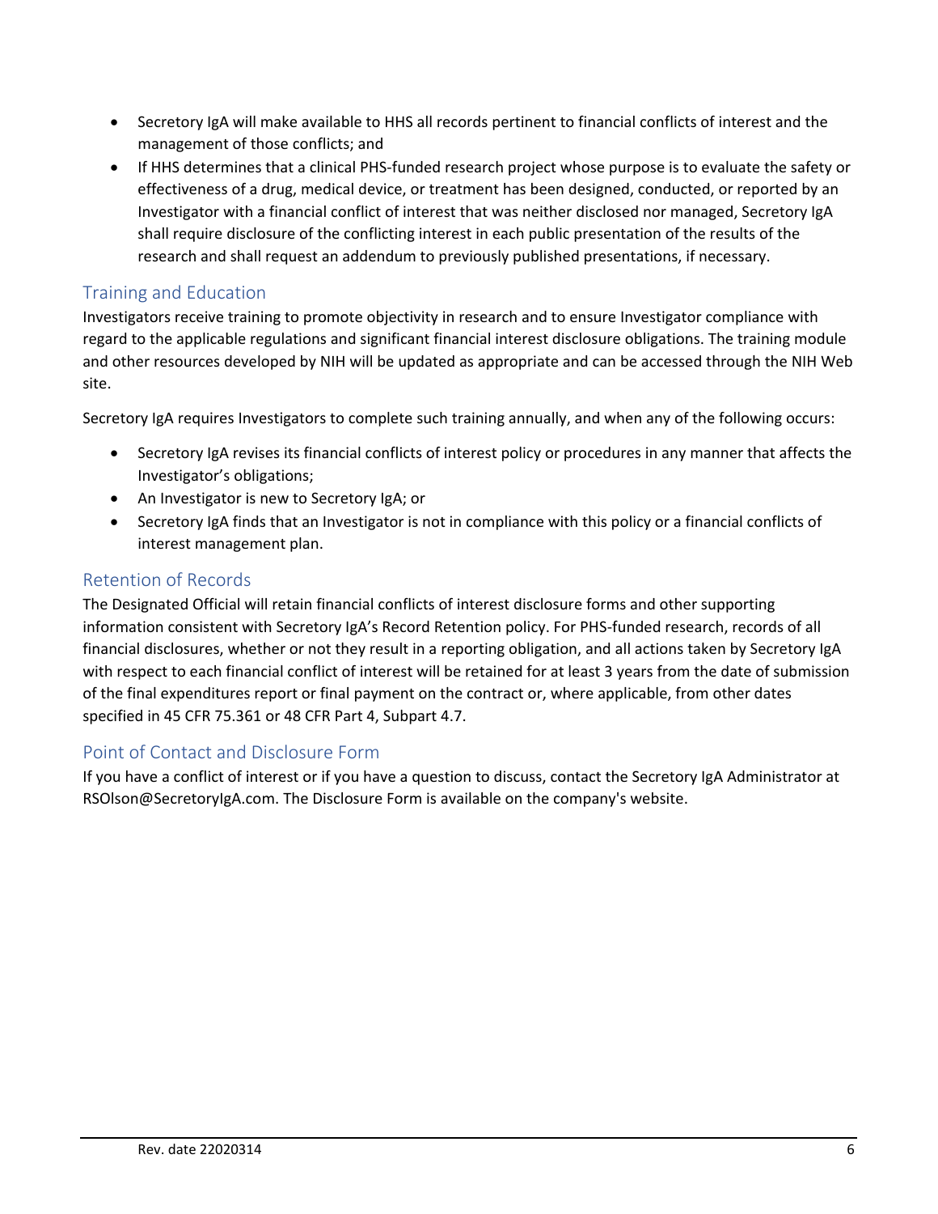- Secretory IgA will make available to HHS all records pertinent to financial conflicts of interest and the management of those conflicts; and
- If HHS determines that a clinical PHS-funded research project whose purpose is to evaluate the safety or effectiveness of a drug, medical device, or treatment has been designed, conducted, or reported by an Investigator with a financial conflict of interest that was neither disclosed nor managed, Secretory IgA shall require disclosure of the conflicting interest in each public presentation of the results of the research and shall request an addendum to previously published presentations, if necessary.

## Training and Education

Investigators receive training to promote objectivity in research and to ensure Investigator compliance with regard to the applicable regulations and significant financial interest disclosure obligations. The training module and other resources developed by NIH will be updated as appropriate and can be accessed through the NIH Web site.

Secretory IgA requires Investigators to complete such training annually, and when any of the following occurs:

- Secretory IgA revises its financial conflicts of interest policy or procedures in any manner that affects the Investigator's obligations;
- An Investigator is new to Secretory IgA; or
- Secretory IgA finds that an Investigator is not in compliance with this policy or a financial conflicts of interest management plan.

## Retention of Records

The Designated Official will retain financial conflicts of interest disclosure forms and other supporting information consistent with Secretory IgA's Record Retention policy. For PHS-funded research, records of all financial disclosures, whether or not they result in a reporting obligation, and all actions taken by Secretory IgA with respect to each financial conflict of interest will be retained for at least 3 years from the date of submission of the final expenditures report or final payment on the contract or, where applicable, from other dates specified in 45 CFR 75.361 or 48 CFR Part 4, Subpart 4.7.

## Point of Contact and Disclosure Form

If you have a conflict of interest or if you have a question to discuss, contact the Secretory IgA Administrator at RSOlson@SecretoryIgA.com. The Disclosure Form is available on the company's website.